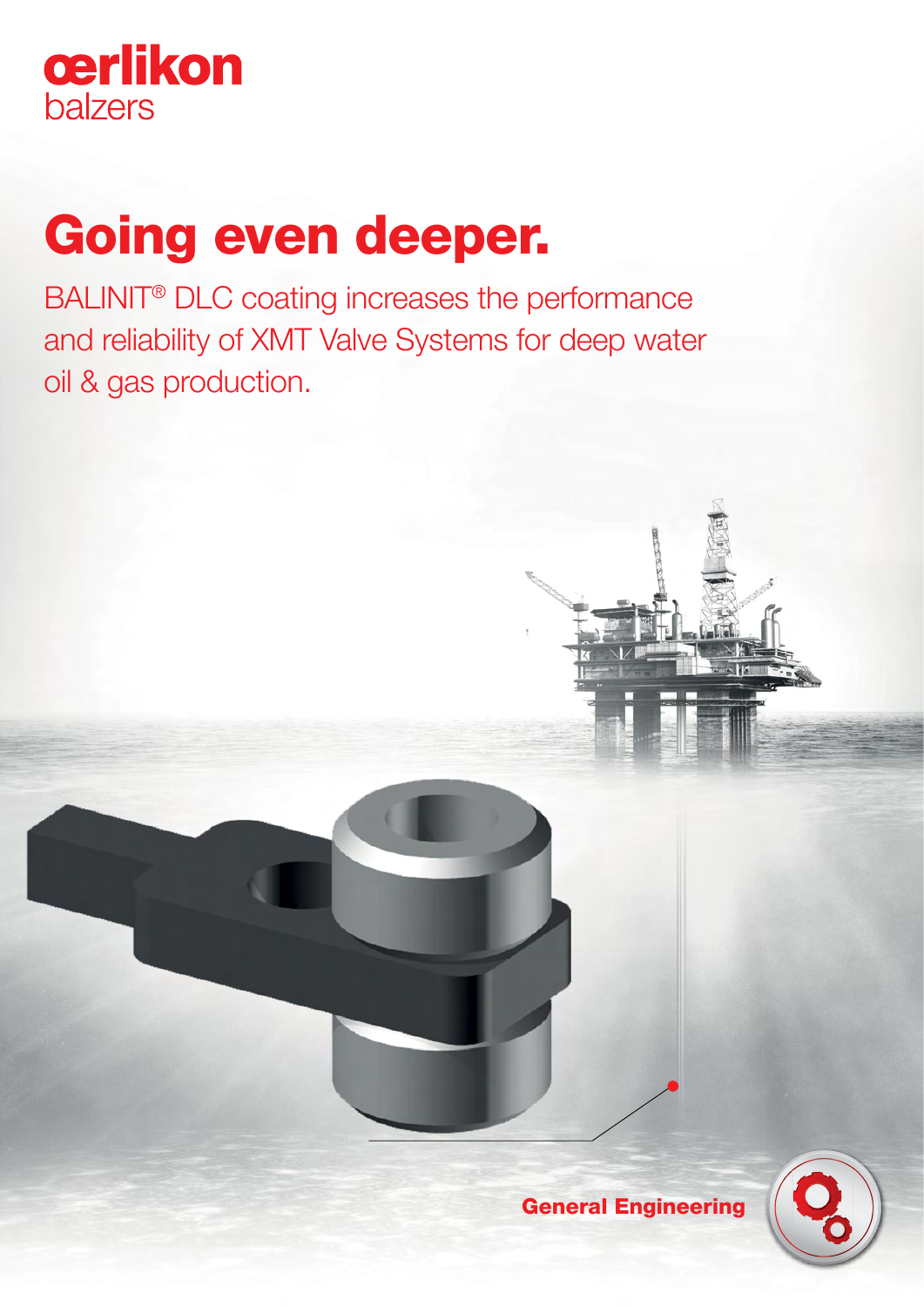oerlikon
balzers

# Going even deeper.

BALINIT® DLC coating increases the performance and reliability of XMT Valve Systems for deep water oil & gas production.

**General Engineering**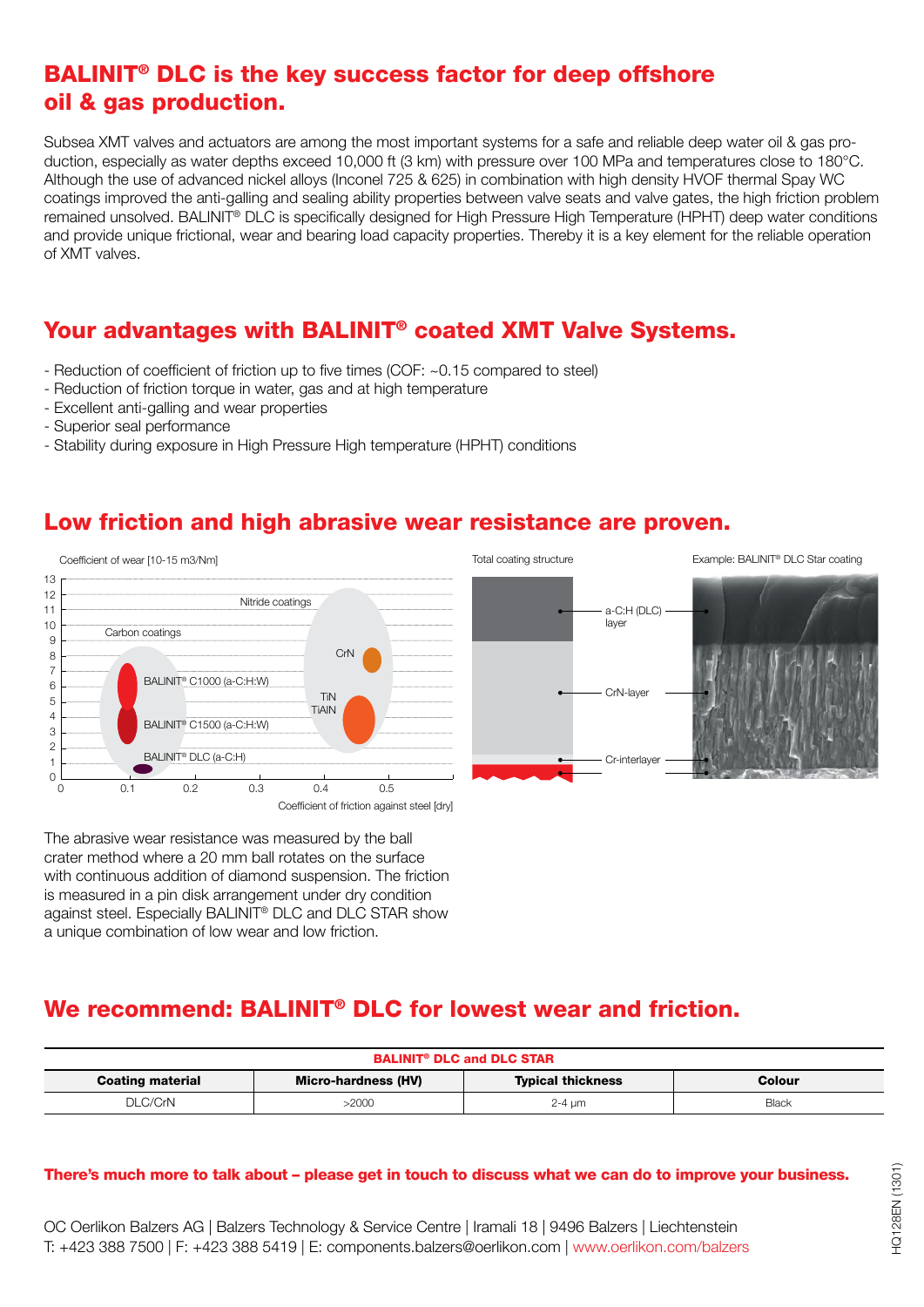## BALINIT® DLC is the key success factor for deep offshore oil & gas production.

Subsea XMT valves and actuators are among the most important systems for a safe and reliable deep water oil & gas production, especially as water depths exceed 10,000 ft (3 km) with pressure over 100 MPa and temperatures close to 180°C. Although the use of advanced nickel alloys (Inconel 725 & 625) in combination with high density HVOF thermal Spay WC coatings improved the anti-galling and sealing ability properties between valve seats and valve gates, the high friction problem remained unsolved. BALINIT® DLC is specifically designed for High Pressure High Temperature (HPHT) deep water conditions and provide unique frictional, wear and bearing load capacity properties. Thereby it is a key element for the reliable operation of XMT valves.

## Your advantages with BALINIT® coated XMT Valve Systems.

- Reduction of coefficient of friction up to five times (COF: ~0.15 compared to steel)
- Reduction of friction torque in water, gas and at high temperature
- Excellent anti-galling and wear properties
- Superior seal performance
- Stability during exposure in High Pressure High temperature (HPHT) conditions

## Low friction and high abrasive wear resistance are proven.

Coefficient of wear [10-15 m3/Nm]
13
12
11
10
9
8
7
6
5
4
3
2
1
0
Nitride coatings
Carbon coatings
CrN
BALINIT® C1000 (a-C:H:W)
TiN
TiAlN
BALINIT® C1500 (a-C:H:W)
BALINIT® DLC (a-C:H)
0 0.1 0.2 0.3 0.4 0.5
Coefficient of friction against steel [dry]

Total coating structure
a-C:H (DLC) layer
CrN-layer
Cr-interlayer

Example: BALINIT® DLC Star coating

The abrasive wear resistance was measured by the ball crater method where a 20 mm ball rotates on the surface with continuous addition of diamond suspension. The friction is measured in a pin disk arrangement under dry condition against steel. Especially BALINIT® DLC and DLC STAR show a unique combination of low wear and low friction.

## We recommend: BALINIT® DLC for lowest wear and friction.

| BALINIT® DLC and DLC STAR | | | |
|---|---|---|---|
| **Coating material** | **Micro-hardness (HV)** | **Typical thickness** | **Colour** |
| DLC/CrN | >2000 | 2-4 µm | Black |

**There's much more to talk about – please get in touch to discuss what we can do to improve your business.**

OC Oerlikon Balzers AG | Balzers Technology & Service Centre | Iramali 18 | 9496 Balzers | Liechtenstein
T: +423 388 7500 | F: +423 388 5419 | E: components.balzers@oerlikon.com | www.oerlikon.com/balzers

HQ128EN (1301)